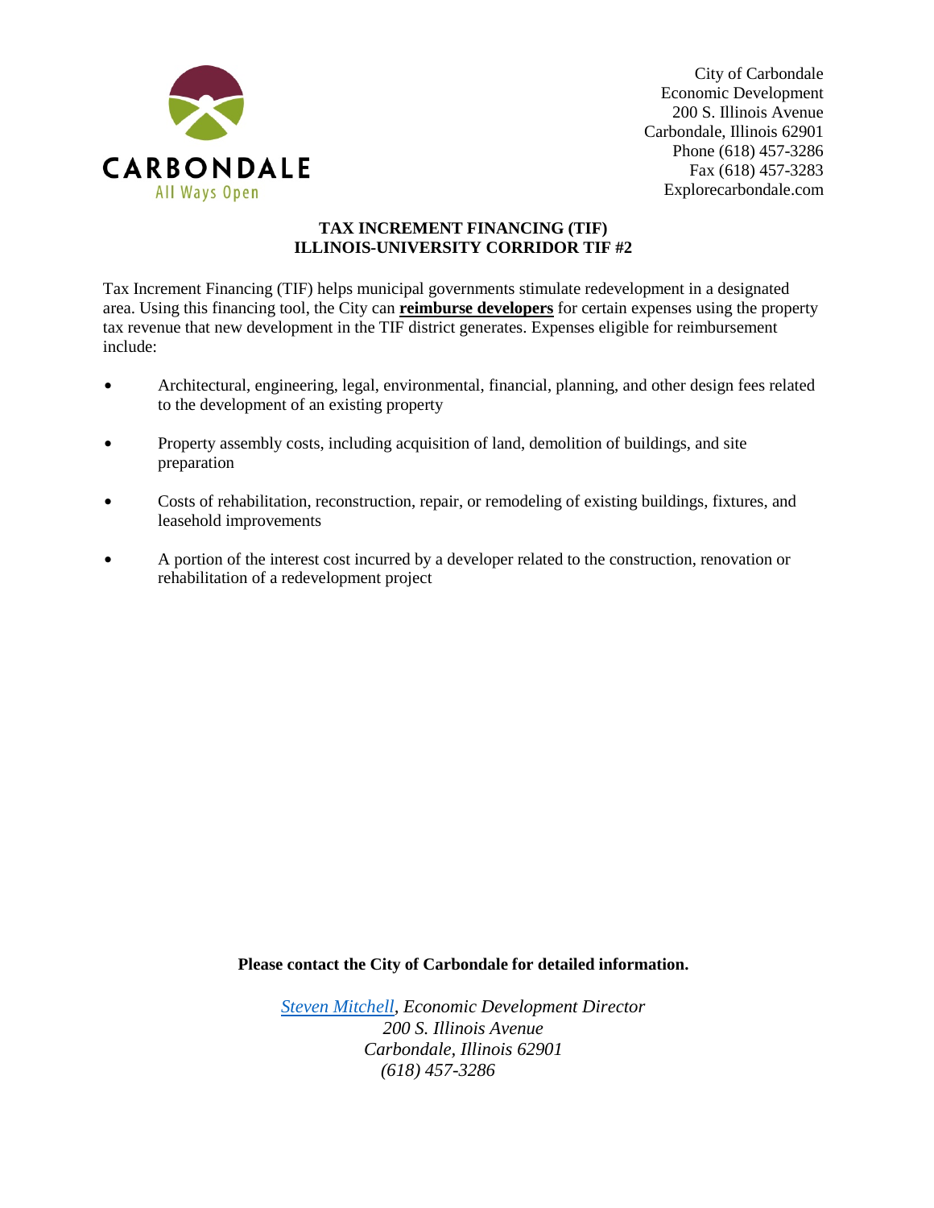CARBONDALE
All Ways Open

City of Carbondale
Economic Development
200 S. Illinois Avenue
Carbondale, Illinois 62901
Phone (618) 457-3286
Fax (618) 457-3283
Explorecarbondale.com

**TAX INCREMENT FINANCING (TIF)**
**ILLINOIS-UNIVERSITY CORRIDOR TIF #2**

Tax Increment Financing (TIF) helps municipal governments stimulate redevelopment in a designated area. Using this financing tool, the City can **reimburse developers** for certain expenses using the property tax revenue that new development in the TIF district generates. Expenses eligible for reimbursement include:

- Architectural, engineering, legal, environmental, financial, planning, and other design fees related to the development of an existing property
- Property assembly costs, including acquisition of land, demolition of buildings, and site preparation
- Costs of rehabilitation, reconstruction, repair, or remodeling of existing buildings, fixtures, and leasehold improvements
- A portion of the interest cost incurred by a developer related to the construction, renovation or rehabilitation of a redevelopment project

**Please contact the City of Carbondale for detailed information.**

*Steven Mitchell, Economic Development Director*
*200 S. Illinois Avenue*
*Carbondale, Illinois 62901*
*(618) 457-3286*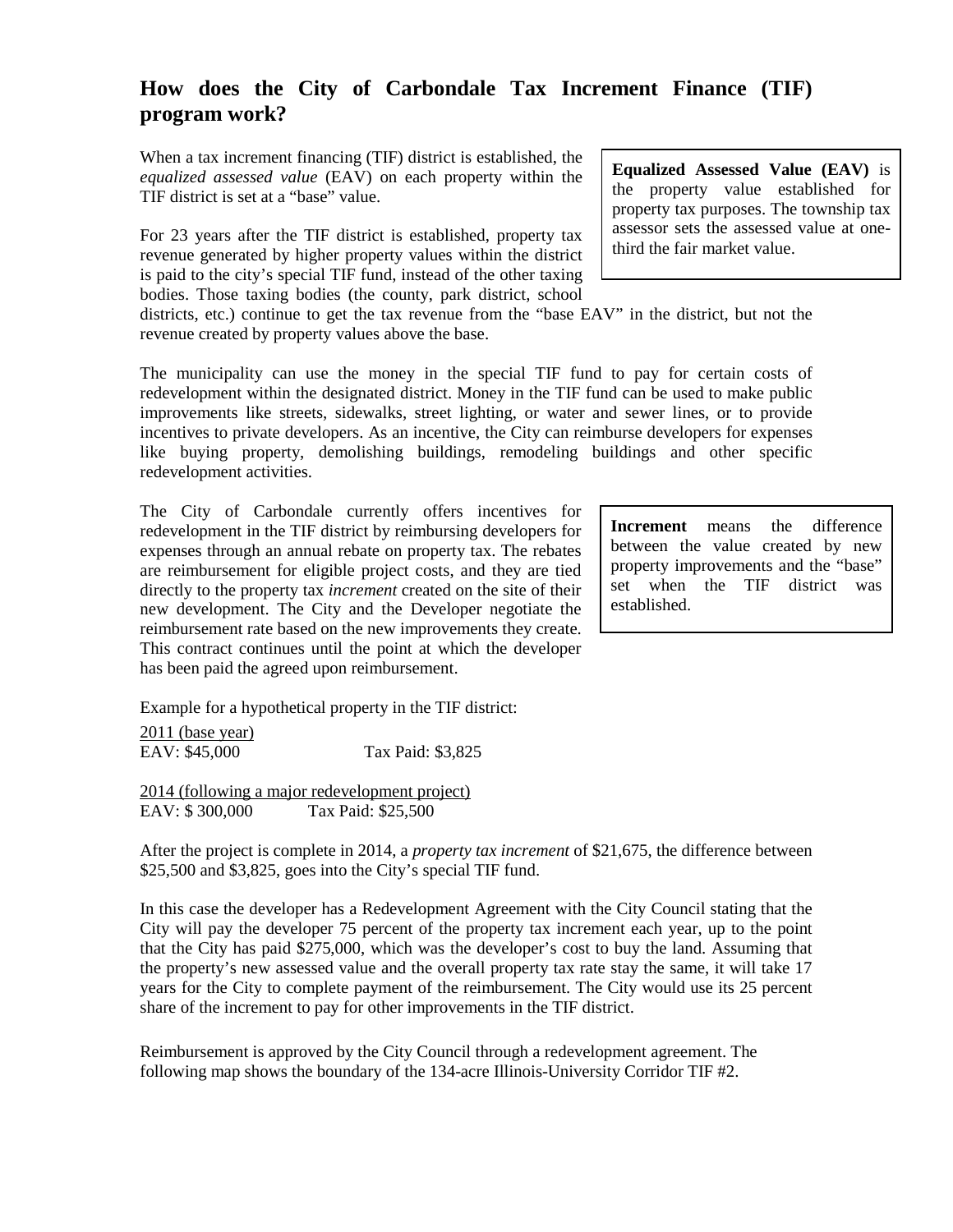## How does the City of Carbondale Tax Increment Finance (TIF) program work?

When a tax increment financing (TIF) district is established, the *equalized assessed value* (EAV) on each property within the TIF district is set at a "base" value.

> **Equalized Assessed Value (EAV)** is the property value established for property tax purposes. The township tax assessor sets the assessed value at one-third the fair market value.

For 23 years after the TIF district is established, property tax revenue generated by higher property values within the district is paid to the city's special TIF fund, instead of the other taxing bodies. Those taxing bodies (the county, park district, school districts, etc.) continue to get the tax revenue from the "base EAV" in the district, but not the revenue created by property values above the base.

The municipality can use the money in the special TIF fund to pay for certain costs of redevelopment within the designated district. Money in the TIF fund can be used to make public improvements like streets, sidewalks, street lighting, or water and sewer lines, or to provide incentives to private developers. As an incentive, the City can reimburse developers for expenses like buying property, demolishing buildings, remodeling buildings and other specific redevelopment activities.

The City of Carbondale currently offers incentives for redevelopment in the TIF district by reimbursing developers for expenses through an annual rebate on property tax. The rebates are reimbursement for eligible project costs, and they are tied directly to the property tax *increment* created on the site of their new development. The City and the Developer negotiate the reimbursement rate based on the new improvements they create. This contract continues until the point at which the developer has been paid the agreed upon reimbursement.

> **Increment** means the difference between the value created by new property improvements and the "base" set when the TIF district was established.

Example for a hypothetical property in the TIF district:

2011 (base year)
EAV: $45,000 Tax Paid: $3,825

2014 (following a major redevelopment project)
EAV: $ 300,000 Tax Paid: $25,500

After the project is complete in 2014, a *property tax increment* of $21,675, the difference between $25,500 and $3,825, goes into the City's special TIF fund.

In this case the developer has a Redevelopment Agreement with the City Council stating that the City will pay the developer 75 percent of the property tax increment each year, up to the point that the City has paid $275,000, which was the developer's cost to buy the land. Assuming that the property's new assessed value and the overall property tax rate stay the same, it will take 17 years for the City to complete payment of the reimbursement. The City would use its 25 percent share of the increment to pay for other improvements in the TIF district.

Reimbursement is approved by the City Council through a redevelopment agreement. The following map shows the boundary of the 134-acre Illinois-University Corridor TIF #2.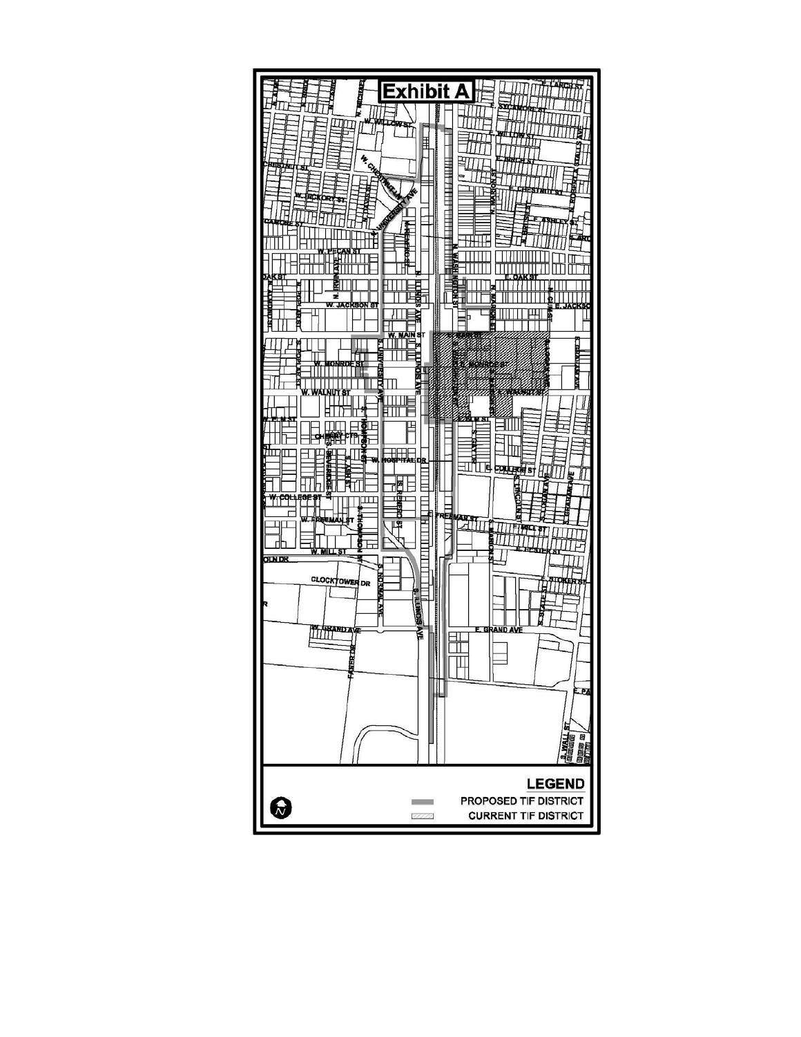# Exhibit A

**LEGEND**

PROPOSED TIF DISTRICT

CURRENT TIF DISTRICT